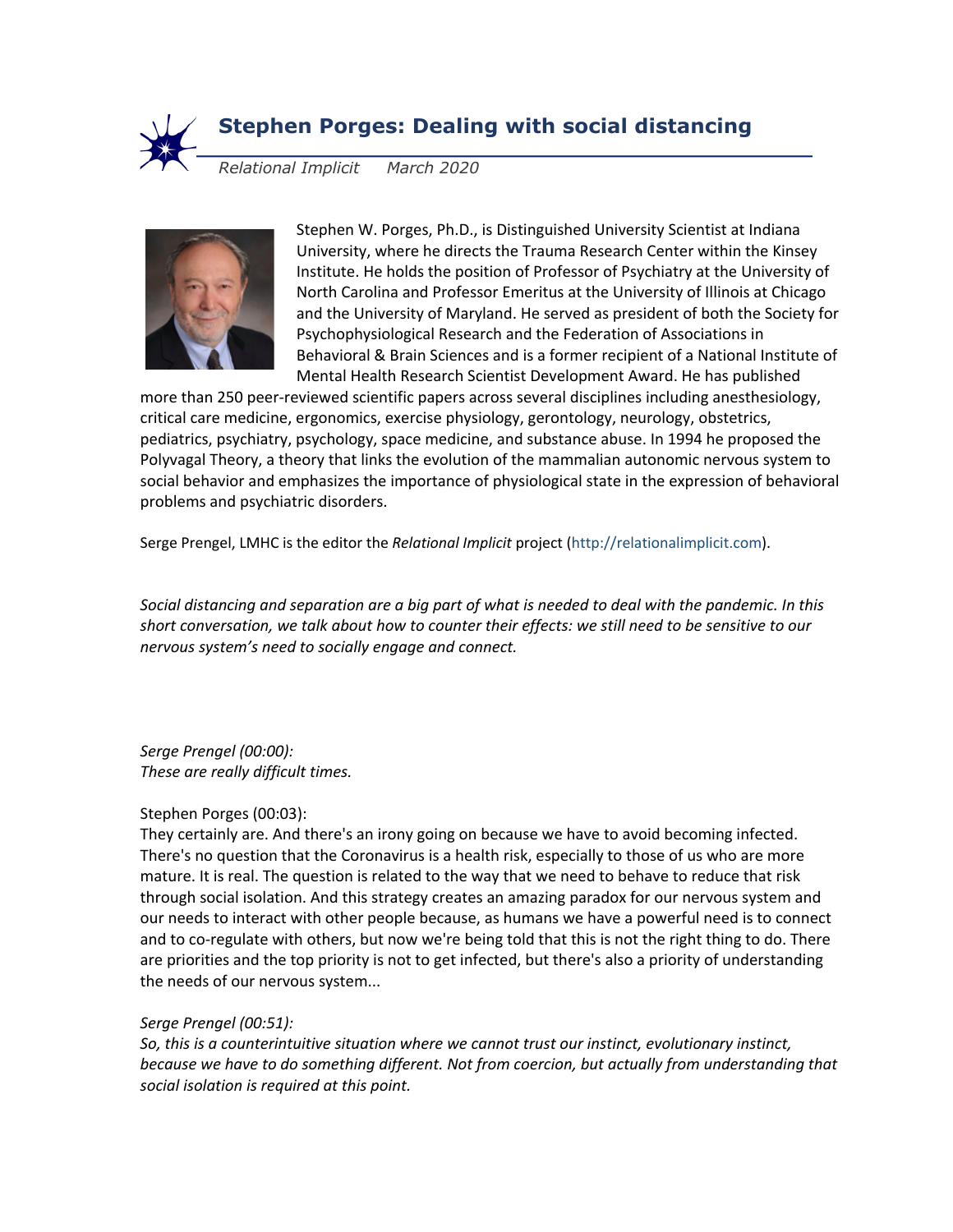# Stephen Porges: Dealing with social distancing

*Relational Implicit    March 2020*

Stephen W. Porges, Ph.D., is Distinguished University Scientist at Indiana University, where he directs the Trauma Research Center within the Kinsey Institute. He holds the position of Professor of Psychiatry at the University of North Carolina and Professor Emeritus at the University of Illinois at Chicago and the University of Maryland. He served as president of both the Society for Psychophysiological Research and the Federation of Associations in Behavioral & Brain Sciences and is a former recipient of a National Institute of Mental Health Research Scientist Development Award. He has published more than 250 peer-reviewed scientific papers across several disciplines including anesthesiology, critical care medicine, ergonomics, exercise physiology, gerontology, neurology, obstetrics, pediatrics, psychiatry, psychology, space medicine, and substance abuse. In 1994 he proposed the Polyvagal Theory, a theory that links the evolution of the mammalian autonomic nervous system to social behavior and emphasizes the importance of physiological state in the expression of behavioral problems and psychiatric disorders.

Serge Prengel, LMHC is the editor the *Relational Implicit* project (http://relationalimplicit.com).

*Social distancing and separation are a big part of what is needed to deal with the pandemic. In this short conversation, we talk about how to counter their effects: we still need to be sensitive to our nervous system's need to socially engage and connect.*

*Serge Prengel (00:00):*
*These are really difficult times.*

Stephen Porges (00:03):
They certainly are. And there's an irony going on because we have to avoid becoming infected. There's no question that the Coronavirus is a health risk, especially to those of us who are more mature. It is real. The question is related to the way that we need to behave to reduce that risk through social isolation. And this strategy creates an amazing paradox for our nervous system and our needs to interact with other people because, as humans we have a powerful need is to connect and to co-regulate with others, but now we're being told that this is not the right thing to do. There are priorities and the top priority is not to get infected, but there's also a priority of understanding the needs of our nervous system...

*Serge Prengel (00:51):*
*So, this is a counterintuitive situation where we cannot trust our instinct, evolutionary instinct, because we have to do something different. Not from coercion, but actually from understanding that social isolation is required at this point.*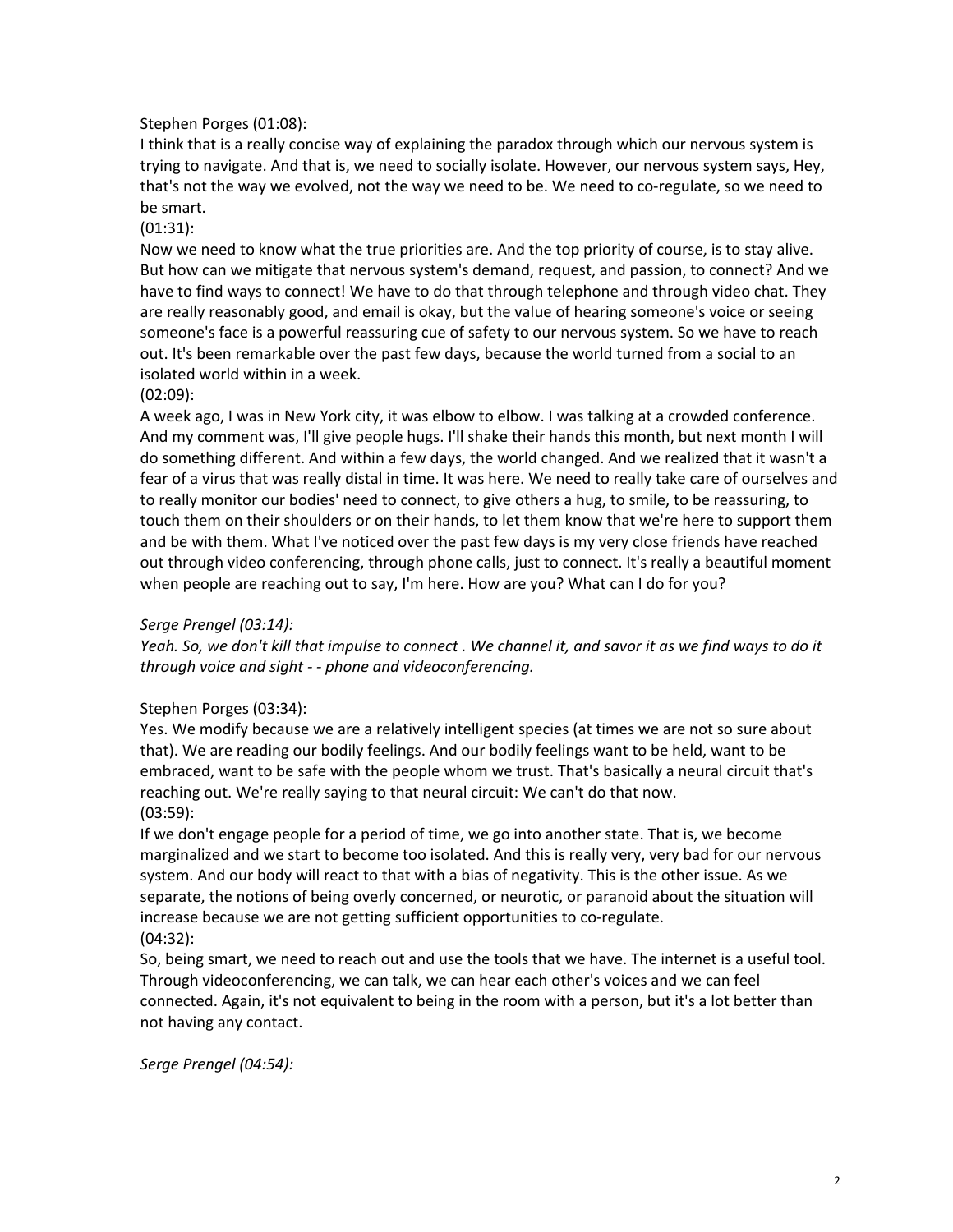Stephen Porges (01:08):
I think that is a really concise way of explaining the paradox through which our nervous system is trying to navigate. And that is, we need to socially isolate. However, our nervous system says, Hey, that's not the way we evolved, not the way we need to be. We need to co-regulate, so we need to be smart.
(01:31):
Now we need to know what the true priorities are. And the top priority of course, is to stay alive. But how can we mitigate that nervous system's demand, request, and passion, to connect? And we have to find ways to connect! We have to do that through telephone and through video chat. They are really reasonably good, and email is okay, but the value of hearing someone's voice or seeing someone's face is a powerful reassuring cue of safety to our nervous system. So we have to reach out. It's been remarkable over the past few days, because the world turned from a social to an isolated world within in a week.
(02:09):
A week ago, I was in New York city, it was elbow to elbow. I was talking at a crowded conference. And my comment was, I'll give people hugs. I'll shake their hands this month, but next month I will do something different. And within a few days, the world changed. And we realized that it wasn't a fear of a virus that was really distal in time. It was here. We need to really take care of ourselves and to really monitor our bodies' need to connect, to give others a hug, to smile, to be reassuring, to touch them on their shoulders or on their hands, to let them know that we're here to support them and be with them. What I've noticed over the past few days is my very close friends have reached out through video conferencing, through phone calls, just to connect. It's really a beautiful moment when people are reaching out to say, I'm here. How are you? What can I do for you?

*Serge Prengel (03:14):*
*Yeah. So, we don't kill that impulse to connect . We channel it, and savor it as we find ways to do it through voice and sight - - phone and videoconferencing.*

Stephen Porges (03:34):
Yes. We modify because we are a relatively intelligent species (at times we are not so sure about that). We are reading our bodily feelings. And our bodily feelings want to be held, want to be embraced, want to be safe with the people whom we trust. That's basically a neural circuit that's reaching out. We're really saying to that neural circuit: We can't do that now.
(03:59):
If we don't engage people for a period of time, we go into another state. That is, we become marginalized and we start to become too isolated. And this is really very, very bad for our nervous system. And our body will react to that with a bias of negativity. This is the other issue. As we separate, the notions of being overly concerned, or neurotic, or paranoid about the situation will increase because we are not getting sufficient opportunities to co-regulate.
(04:32):
So, being smart, we need to reach out and use the tools that we have. The internet is a useful tool. Through videoconferencing, we can talk, we can hear each other's voices and we can feel connected. Again, it's not equivalent to being in the room with a person, but it's a lot better than not having any contact.

*Serge Prengel (04:54):*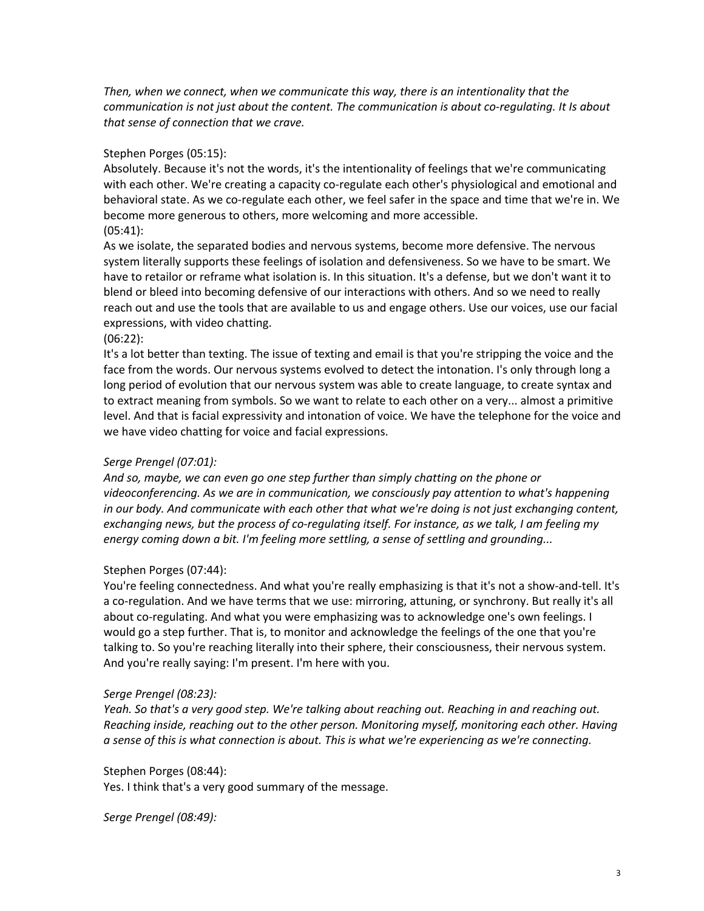*Then, when we connect, when we communicate this way, there is an intentionality that the communication is not just about the content. The communication is about co-regulating. It Is about that sense of connection that we crave.*

Stephen Porges (05:15):
Absolutely. Because it's not the words, it's the intentionality of feelings that we're communicating with each other. We're creating a capacity co-regulate each other's physiological and emotional and behavioral state. As we co-regulate each other, we feel safer in the space and time that we're in. We become more generous to others, more welcoming and more accessible.
(05:41):
As we isolate, the separated bodies and nervous systems, become more defensive. The nervous system literally supports these feelings of isolation and defensiveness. So we have to be smart. We have to retailor or reframe what isolation is. In this situation. It's a defense, but we don't want it to blend or bleed into becoming defensive of our interactions with others. And so we need to really reach out and use the tools that are available to us and engage others. Use our voices, use our facial expressions, with video chatting.
(06:22):
It's a lot better than texting. The issue of texting and email is that you're stripping the voice and the face from the words. Our nervous systems evolved to detect the intonation. I's only through long a long period of evolution that our nervous system was able to create language, to create syntax and to extract meaning from symbols. So we want to relate to each other on a very... almost a primitive level. And that is facial expressivity and intonation of voice. We have the telephone for the voice and we have video chatting for voice and facial expressions.

*Serge Prengel (07:01):*
*And so, maybe, we can even go one step further than simply chatting on the phone or videoconferencing. As we are in communication, we consciously pay attention to what's happening in our body. And communicate with each other that what we're doing is not just exchanging content, exchanging news, but the process of co-regulating itself. For instance, as we talk, I am feeling my energy coming down a bit. I'm feeling more settling, a sense of settling and grounding...*

Stephen Porges (07:44):
You're feeling connectedness. And what you're really emphasizing is that it's not a show-and-tell. It's a co-regulation. And we have terms that we use: mirroring, attuning, or synchrony. But really it's all about co-regulating. And what you were emphasizing was to acknowledge one's own feelings. I would go a step further. That is, to monitor and acknowledge the feelings of the one that you're talking to. So you're reaching literally into their sphere, their consciousness, their nervous system. And you're really saying: I'm present. I'm here with you.

*Serge Prengel (08:23):*
*Yeah. So that's a very good step. We're talking about reaching out. Reaching in and reaching out. Reaching inside, reaching out to the other person. Monitoring myself, monitoring each other. Having a sense of this is what connection is about. This is what we're experiencing as we're connecting.*

Stephen Porges (08:44):
Yes. I think that's a very good summary of the message.

*Serge Prengel (08:49):*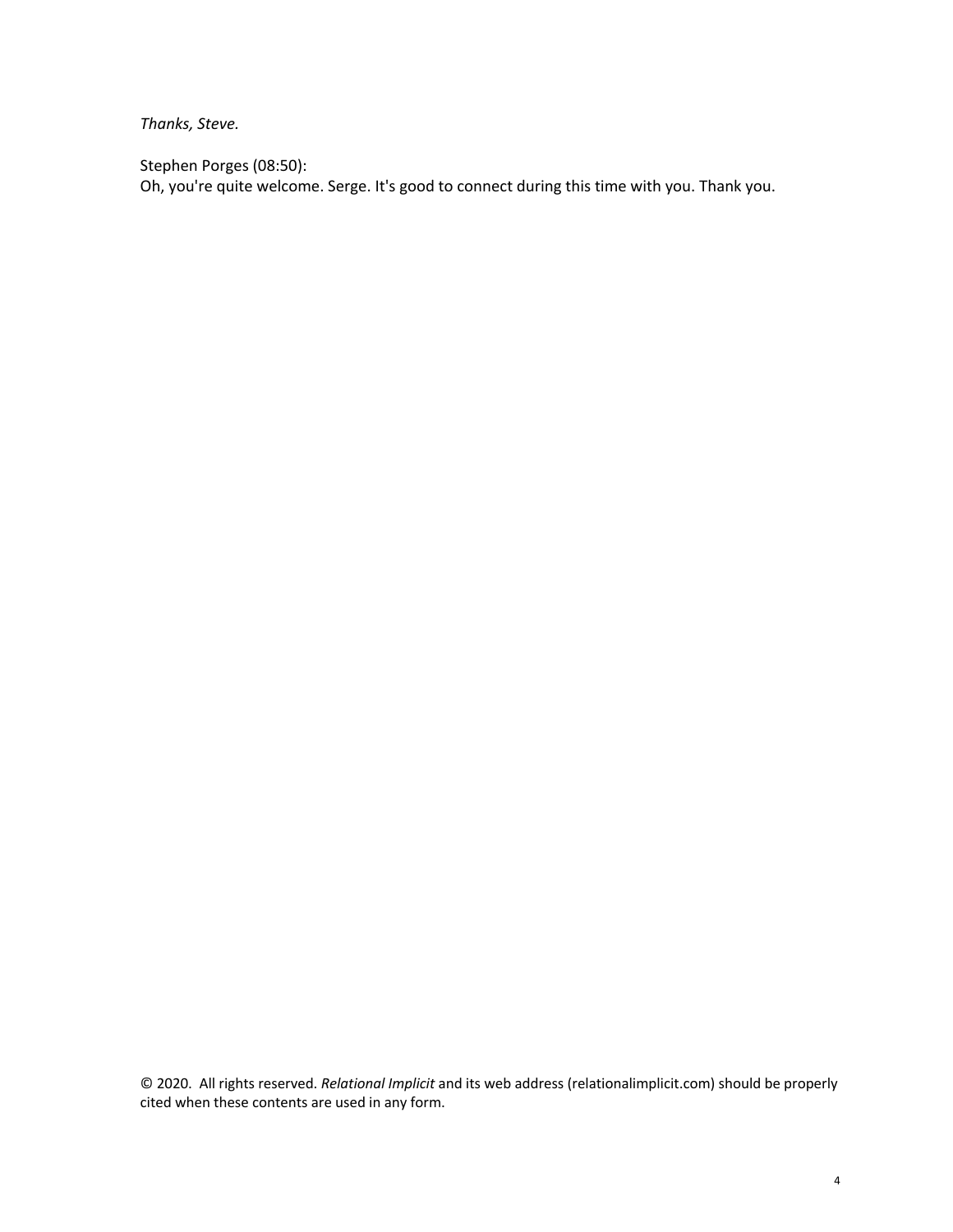*Thanks, Steve.*

Stephen Porges (08:50):
Oh, you're quite welcome. Serge. It's good to connect during this time with you. Thank you.

© 2020. All rights reserved. *Relational Implicit* and its web address (relationalimplicit.com) should be properly cited when these contents are used in any form.